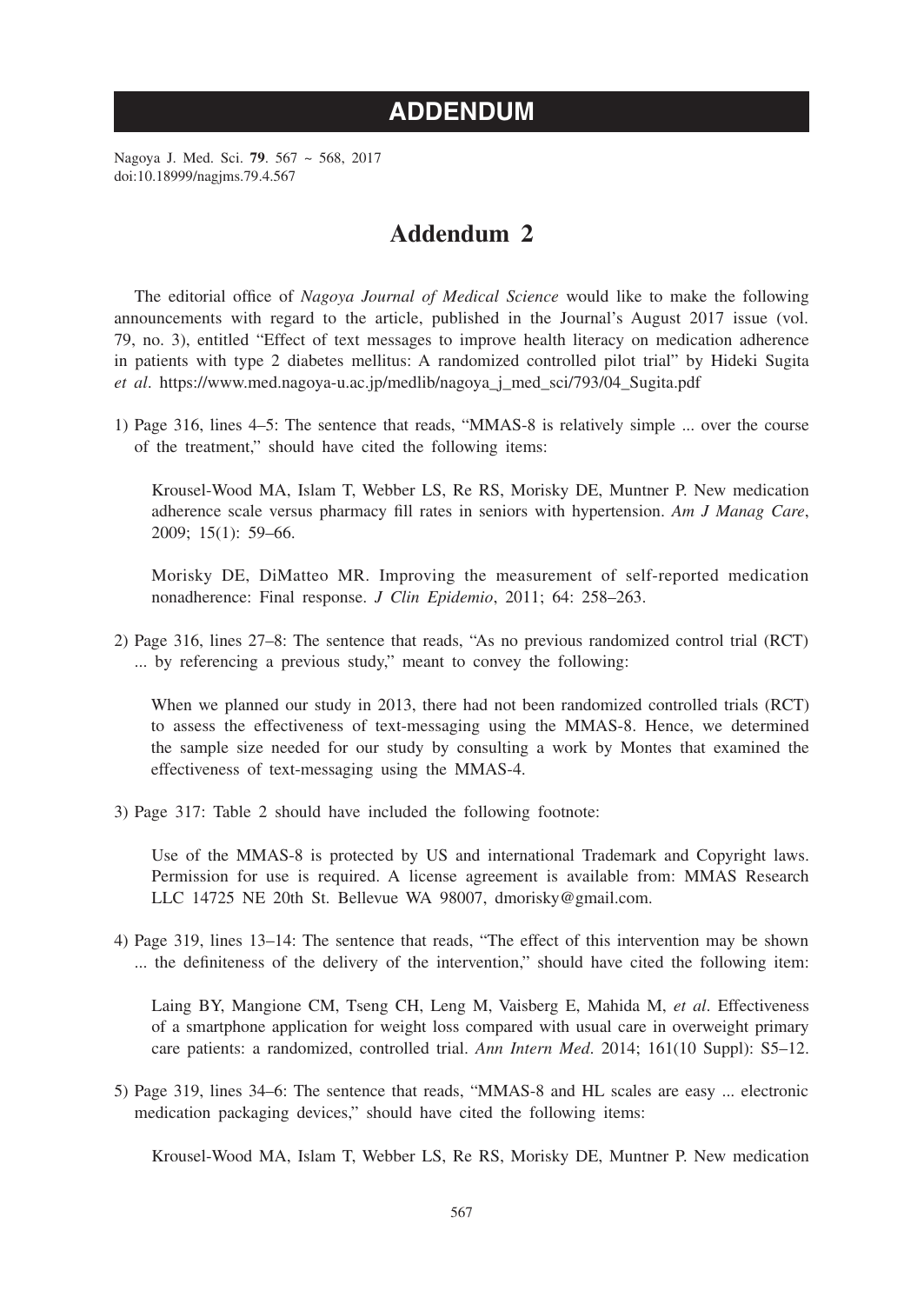# ADDENDUM

# Addendum 2

The editorial office of *Nagoya Journal of Medical Science* would like to make the following announcements with regard to the article, published in the Journal's August 2017 issue (vol. 79, no. 3), entitled "Effect of text messages to improve health literacy on medication adherence in patients with type 2 diabetes mellitus: A randomized controlled pilot trial" by Hideki Sugita *et al*. https://www.med.nagoya-u.ac.jp/medlib/nagoya_j_med_sci/793/04_Sugita.pdf

1) Page 316, lines 4–5: The sentence that reads, "MMAS-8 is relatively simple ... over the course of the treatment," should have cited the following items:

   Krousel-Wood MA, Islam T, Webber LS, Re RS, Morisky DE, Muntner P. New medication adherence scale versus pharmacy fill rates in seniors with hypertension. *Am J Manag Care*, 2009; 15(1): 59–66.

   Morisky DE, DiMatteo MR. Improving the measurement of self-reported medication nonadherence: Final response. *J Clin Epidemio*, 2011; 64: 258–263.

2) Page 316, lines 27–8: The sentence that reads, "As no previous randomized control trial (RCT) ... by referencing a previous study," meant to convey the following:

   When we planned our study in 2013, there had not been randomized controlled trials (RCT) to assess the effectiveness of text-messaging using the MMAS-8. Hence, we determined the sample size needed for our study by consulting a work by Montes that examined the effectiveness of text-messaging using the MMAS-4.

3) Page 317: Table 2 should have included the following footnote:

   Use of the MMAS-8 is protected by US and international Trademark and Copyright laws. Permission for use is required. A license agreement is available from: MMAS Research LLC 14725 NE 20th St. Bellevue WA 98007, dmorisky@gmail.com.

4) Page 319, lines 13–14: The sentence that reads, "The effect of this intervention may be shown ... the definiteness of the delivery of the intervention," should have cited the following item:

   Laing BY, Mangione CM, Tseng CH, Leng M, Vaisberg E, Mahida M, *et al*. Effectiveness of a smartphone application for weight loss compared with usual care in overweight primary care patients: a randomized, controlled trial. *Ann Intern Med*. 2014; 161(10 Suppl): S5–12.

5) Page 319, lines 34–6: The sentence that reads, "MMAS-8 and HL scales are easy ... electronic medication packaging devices," should have cited the following items:

   Krousel-Wood MA, Islam T, Webber LS, Re RS, Morisky DE, Muntner P. New medication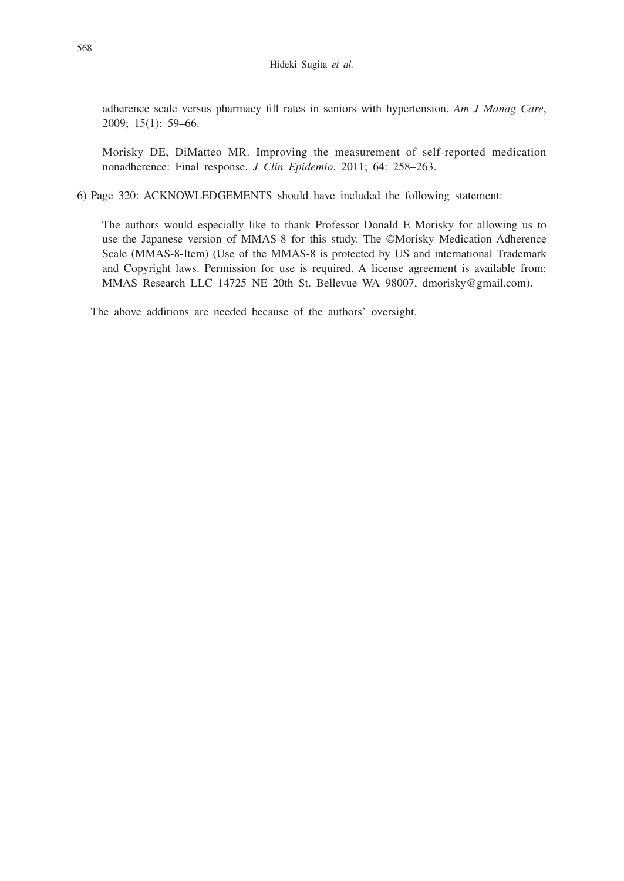adherence scale versus pharmacy fill rates in seniors with hypertension. *Am J Manag Care*, 2009; 15(1): 59–66.

Morisky DE, DiMatteo MR. Improving the measurement of self-reported medication nonadherence: Final response. *J Clin Epidemio*, 2011; 64: 258–263.

6) Page 320: ACKNOWLEDGEMENTS should have included the following statement:

The authors would especially like to thank Professor Donald E Morisky for allowing us to use the Japanese version of MMAS-8 for this study. The ©Morisky Medication Adherence Scale (MMAS-8-Item) (Use of the MMAS-8 is protected by US and international Trademark and Copyright laws. Permission for use is required. A license agreement is available from: MMAS Research LLC 14725 NE 20th St. Bellevue WA 98007, dmorisky@gmail.com).

The above additions are needed because of the authors' oversight.